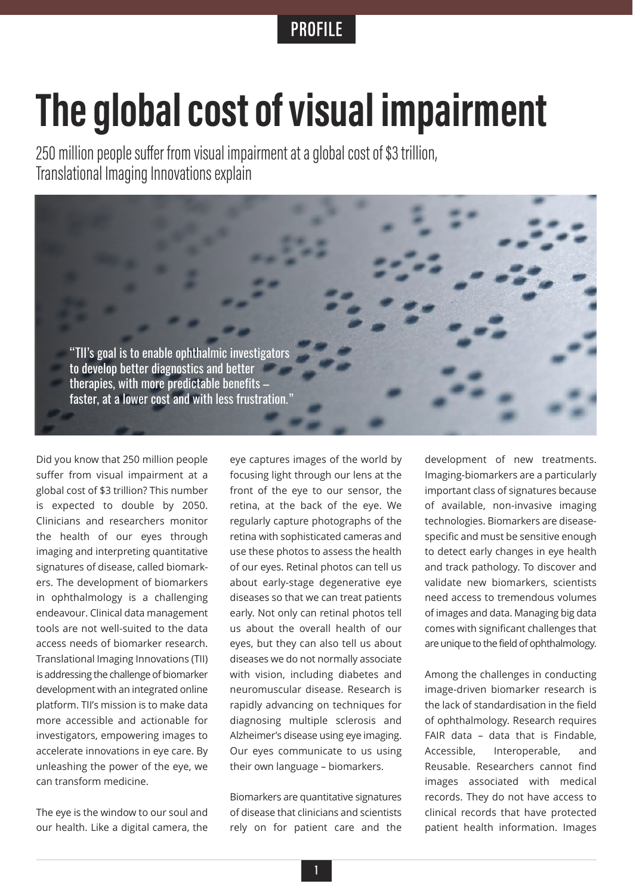PROFILE

# The global cost of visual impairment

250 million people suffer from visual impairment at a global cost of $3 trillion, Translational Imaging Innovations explain

"TII's goal is to enable ophthalmic investigators to develop better diagnostics and better therapies, with more predictable benefits – faster, at a lower cost and with less frustration."

Did you know that 250 million people suffer from visual impairment at a global cost of $3 trillion? This number is expected to double by 2050. Clinicians and researchers monitor the health of our eyes through imaging and interpreting quantitative signatures of disease, called biomarkers. The development of biomarkers in ophthalmology is a challenging endeavour. Clinical data management tools are not well-suited to the data access needs of biomarker research. Translational Imaging Innovations (TII) is addressing the challenge of biomarker development with an integrated online platform. TII's mission is to make data more accessible and actionable for investigators, empowering images to accelerate innovations in eye care. By unleashing the power of the eye, we can transform medicine.

The eye is the window to our soul and our health. Like a digital camera, the eye captures images of the world by focusing light through our lens at the front of the eye to our sensor, the retina, at the back of the eye. We regularly capture photographs of the retina with sophisticated cameras and use these photos to assess the health of our eyes. Retinal photos can tell us about early-stage degenerative eye diseases so that we can treat patients early. Not only can retinal photos tell us about the overall health of our eyes, but they can also tell us about diseases we do not normally associate with vision, including diabetes and neuromuscular disease. Research is rapidly advancing on techniques for diagnosing multiple sclerosis and Alzheimer's disease using eye imaging. Our eyes communicate to us using their own language – biomarkers.

Biomarkers are quantitative signatures of disease that clinicians and scientists rely on for patient care and the development of new treatments. Imaging-biomarkers are a particularly important class of signatures because of available, non-invasive imaging technologies. Biomarkers are disease-specific and must be sensitive enough to detect early changes in eye health and track pathology. To discover and validate new biomarkers, scientists need access to tremendous volumes of images and data. Managing big data comes with significant challenges that are unique to the field of ophthalmology.

Among the challenges in conducting image-driven biomarker research is the lack of standardisation in the field of ophthalmology. Research requires FAIR data – data that is Findable, Accessible, Interoperable, and Reusable. Researchers cannot find images associated with medical records. They do not have access to clinical records that have protected patient health information. Images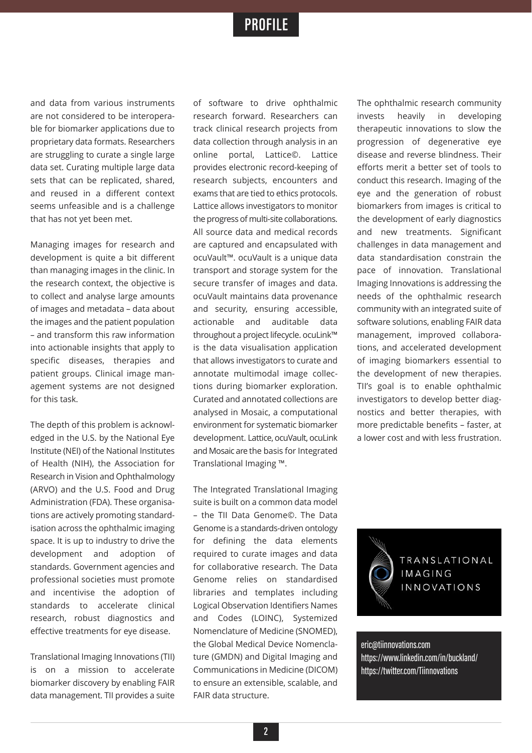and data from various instruments are not considered to be interoperable for biomarker applications due to proprietary data formats. Researchers are struggling to curate a single large data set. Curating multiple large data sets that can be replicated, shared, and reused in a different context seems unfeasible and is a challenge that has not yet been met.

Managing images for research and development is quite a bit different than managing images in the clinic. In the research context, the objective is to collect and analyse large amounts of images and metadata – data about the images and the patient population – and transform this raw information into actionable insights that apply to specific diseases, therapies and patient groups. Clinical image management systems are not designed for this task.

The depth of this problem is acknowledged in the U.S. by the National Eye Institute (NEI) of the National Institutes of Health (NIH), the Association for Research in Vision and Ophthalmology (ARVO) and the U.S. Food and Drug Administration (FDA). These organisations are actively promoting standardisation across the ophthalmic imaging space. It is up to industry to drive the development and adoption of standards. Government agencies and professional societies must promote and incentivise the adoption of standards to accelerate clinical research, robust diagnostics and effective treatments for eye disease.

Translational Imaging Innovations (TII) is on a mission to accelerate biomarker discovery by enabling FAIR data management. TII provides a suite of software to drive ophthalmic research forward. Researchers can track clinical research projects from data collection through analysis in an online portal, Lattice©. Lattice provides electronic record-keeping of research subjects, encounters and exams that are tied to ethics protocols. Lattice allows investigators to monitor the progress of multi-site collaborations. All source data and medical records are captured and encapsulated with ocuVault™. ocuVault is a unique data transport and storage system for the secure transfer of images and data. ocuVault maintains data provenance and security, ensuring accessible, actionable and auditable data throughout a project lifecycle. ocuLink™ is the data visualisation application that allows investigators to curate and annotate multimodal image collections during biomarker exploration. Curated and annotated collections are analysed in Mosaic, a computational environment for systematic biomarker development. Lattice, ocuVault, ocuLink and Mosaic are the basis for Integrated Translational Imaging ™.

The Integrated Translational Imaging suite is built on a common data model – the TII Data Genome©. The Data Genome is a standards-driven ontology for defining the data elements required to curate images and data for collaborative research. The Data Genome relies on standardised libraries and templates including Logical Observation Identifiers Names and Codes (LOINC), Systemized Nomenclature of Medicine (SNOMED), the Global Medical Device Nomenclature (GMDN) and Digital Imaging and Communications in Medicine (DICOM) to ensure an extensible, scalable, and FAIR data structure.

The ophthalmic research community invests heavily in developing therapeutic innovations to slow the progression of degenerative eye disease and reverse blindness. Their efforts merit a better set of tools to conduct this research. Imaging of the eye and the generation of robust biomarkers from images is critical to the development of early diagnostics and new treatments. Significant challenges in data management and data standardisation constrain the pace of innovation. Translational Imaging Innovations is addressing the needs of the ophthalmic research community with an integrated suite of software solutions, enabling FAIR data management, improved collaborations, and accelerated development of imaging biomarkers essential to the development of new therapies. TII's goal is to enable ophthalmic investigators to develop better diagnostics and better therapies, with more predictable benefits – faster, at a lower cost and with less frustration.

TRANSLATIONAL IMAGING INNOVATIONS

eric@tiinnovations.com
https://www.linkedin.com/in/buckland/
https://twitter.com/Tiinnovations